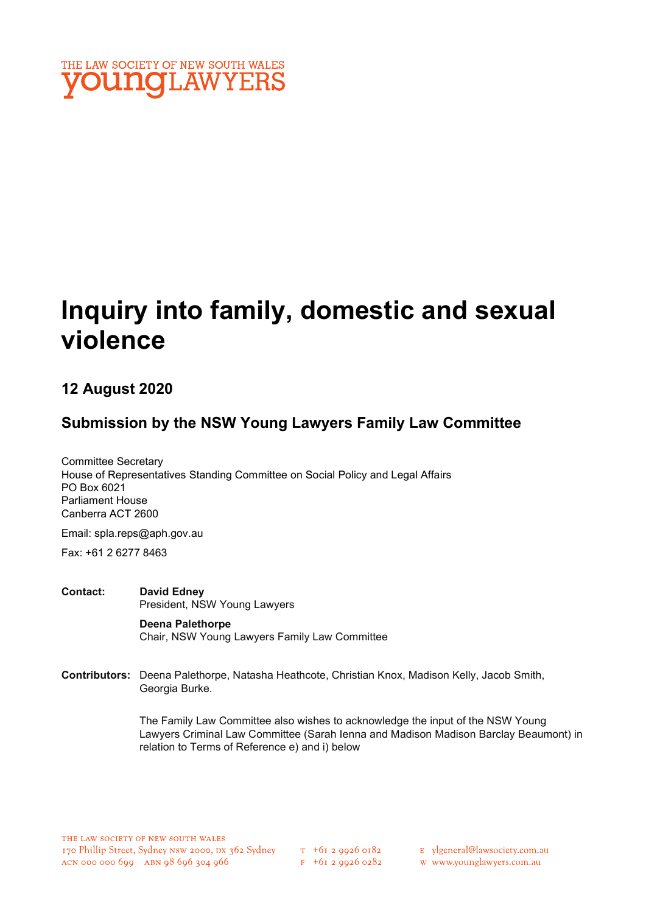THE LAW SOCIETY OF NEW SOUTH WALES
youngLAWYERS

# Inquiry into family, domestic and sexual violence

## 12 August 2020

## Submission by the NSW Young Lawyers Family Law Committee

Committee Secretary
House of Representatives Standing Committee on Social Policy and Legal Affairs
PO Box 6021
Parliament House
Canberra ACT 2600

Email: spla.reps@aph.gov.au

Fax: +61 2 6277 8463

**Contact:** **David Edney**
President, NSW Young Lawyers

**Deena Palethorpe**
Chair, NSW Young Lawyers Family Law Committee

**Contributors:** Deena Palethorpe, Natasha Heathcote, Christian Knox, Madison Kelly, Jacob Smith, Georgia Burke.

The Family Law Committee also wishes to acknowledge the input of the NSW Young Lawyers Criminal Law Committee (Sarah Ienna and Madison Madison Barclay Beaumont) in relation to Terms of Reference e) and i) below

THE LAW SOCIETY OF NEW SOUTH WALES
170 Phillip Street, Sydney NSW 2000, DX 362 Sydney
ACN 000 000 699 ABN 98 696 304 966
T +61 2 9926 0182
F +61 2 9926 0282
E ylgeneral@lawsociety.com.au
W www.younglawyers.com.au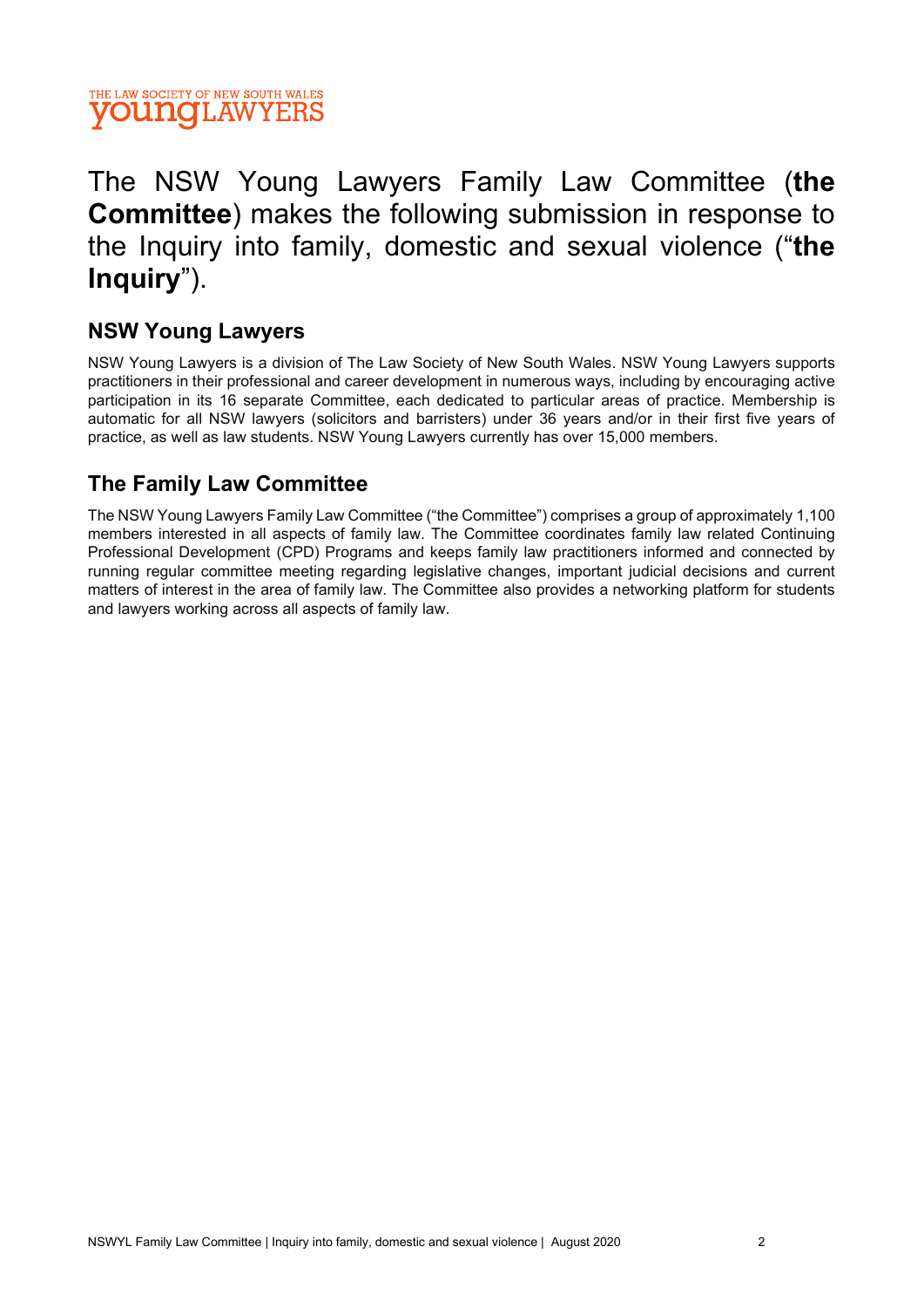THE LAW SOCIETY OF NEW SOUTH WALES
**young**LAWYERS

# The NSW Young Lawyers Family Law Committee (**the Committee**) makes the following submission in response to the Inquiry into family, domestic and sexual violence ("**the Inquiry**").

## NSW Young Lawyers

NSW Young Lawyers is a division of The Law Society of New South Wales. NSW Young Lawyers supports practitioners in their professional and career development in numerous ways, including by encouraging active participation in its 16 separate Committee, each dedicated to particular areas of practice. Membership is automatic for all NSW lawyers (solicitors and barristers) under 36 years and/or in their first five years of practice, as well as law students. NSW Young Lawyers currently has over 15,000 members.

## The Family Law Committee

The NSW Young Lawyers Family Law Committee ("the Committee") comprises a group of approximately 1,100 members interested in all aspects of family law. The Committee coordinates family law related Continuing Professional Development (CPD) Programs and keeps family law practitioners informed and connected by running regular committee meeting regarding legislative changes, important judicial decisions and current matters of interest in the area of family law. The Committee also provides a networking platform for students and lawyers working across all aspects of family law.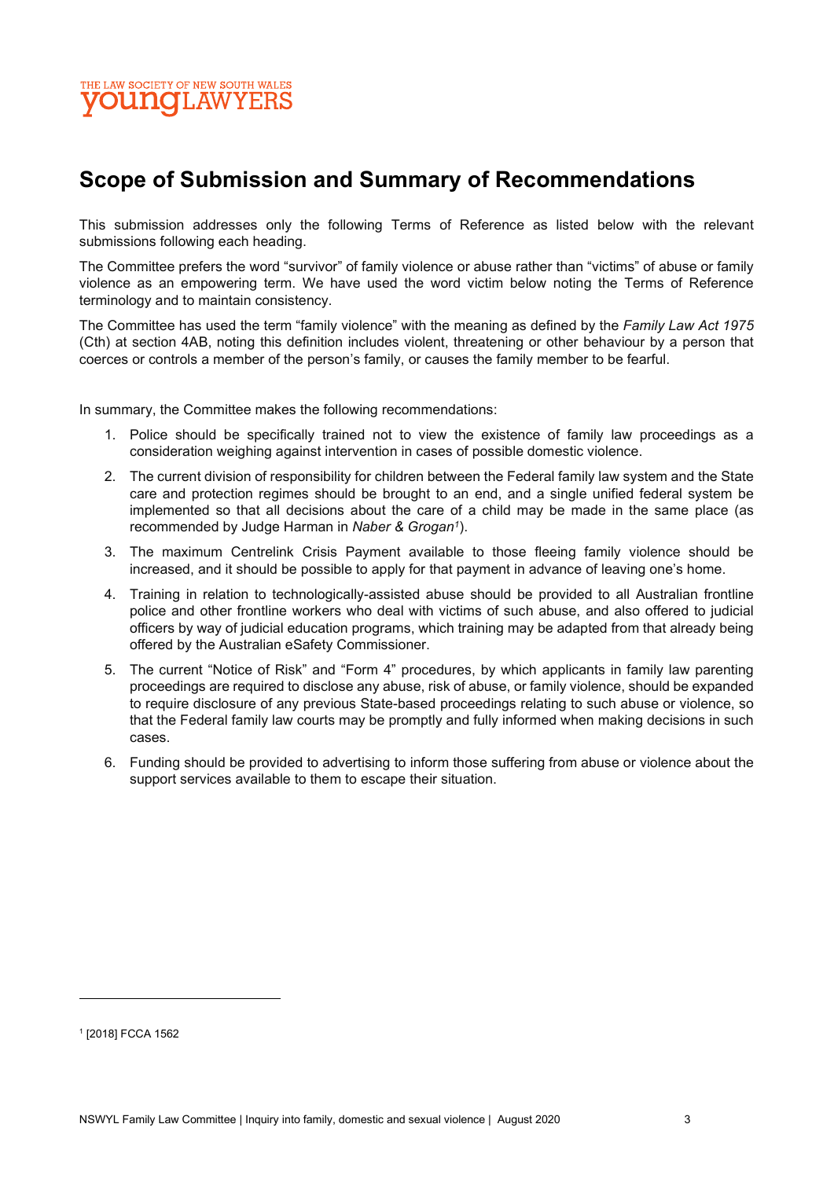# Scope of Submission and Summary of Recommendations

This submission addresses only the following Terms of Reference as listed below with the relevant submissions following each heading.

The Committee prefers the word "survivor" of family violence or abuse rather than "victims" of abuse or family violence as an empowering term. We have used the word victim below noting the Terms of Reference terminology and to maintain consistency.

The Committee has used the term "family violence" with the meaning as defined by the *Family Law Act 1975* (Cth) at section 4AB, noting this definition includes violent, threatening or other behaviour by a person that coerces or controls a member of the person's family, or causes the family member to be fearful.

In summary, the Committee makes the following recommendations:

1. Police should be specifically trained not to view the existence of family law proceedings as a consideration weighing against intervention in cases of possible domestic violence.
2. The current division of responsibility for children between the Federal family law system and the State care and protection regimes should be brought to an end, and a single unified federal system be implemented so that all decisions about the care of a child may be made in the same place (as recommended by Judge Harman in *Naber & Grogan*[1]).
3. The maximum Centrelink Crisis Payment available to those fleeing family violence should be increased, and it should be possible to apply for that payment in advance of leaving one's home.
4. Training in relation to technologically-assisted abuse should be provided to all Australian frontline police and other frontline workers who deal with victims of such abuse, and also offered to judicial officers by way of judicial education programs, which training may be adapted from that already being offered by the Australian eSafety Commissioner.
5. The current "Notice of Risk" and "Form 4" procedures, by which applicants in family law parenting proceedings are required to disclose any abuse, risk of abuse, or family violence, should be expanded to require disclosure of any previous State-based proceedings relating to such abuse or violence, so that the Federal family law courts may be promptly and fully informed when making decisions in such cases.
6. Funding should be provided to advertising to inform those suffering from abuse or violence about the support services available to them to escape their situation.

[1] [2018] FCCA 1562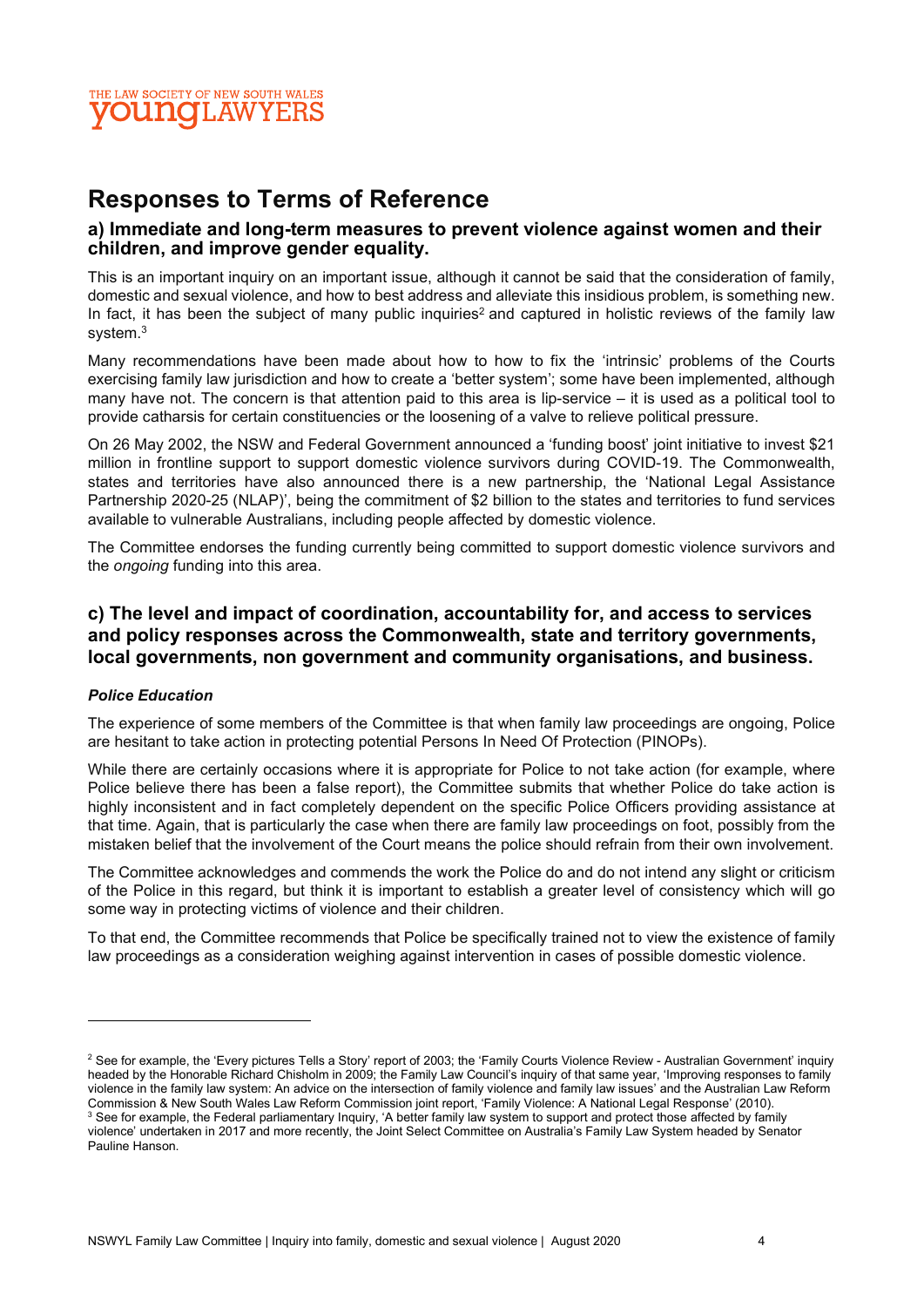# Responses to Terms of Reference

## a) Immediate and long-term measures to prevent violence against women and their children, and improve gender equality.

This is an important inquiry on an important issue, although it cannot be said that the consideration of family, domestic and sexual violence, and how to best address and alleviate this insidious problem, is something new. In fact, it has been the subject of many public inquiries[2] and captured in holistic reviews of the family law system.[3]

Many recommendations have been made about how to how to fix the 'intrinsic' problems of the Courts exercising family law jurisdiction and how to create a 'better system'; some have been implemented, although many have not. The concern is that attention paid to this area is lip-service – it is used as a political tool to provide catharsis for certain constituencies or the loosening of a valve to relieve political pressure.

On 26 May 2002, the NSW and Federal Government announced a 'funding boost' joint initiative to invest $21 million in frontline support to support domestic violence survivors during COVID-19. The Commonwealth, states and territories have also announced there is a new partnership, the 'National Legal Assistance Partnership 2020-25 (NLAP)', being the commitment of $2 billion to the states and territories to fund services available to vulnerable Australians, including people affected by domestic violence.

The Committee endorses the funding currently being committed to support domestic violence survivors and the *ongoing* funding into this area.

## c) The level and impact of coordination, accountability for, and access to services and policy responses across the Commonwealth, state and territory governments, local governments, non government and community organisations, and business.

### *Police Education*

The experience of some members of the Committee is that when family law proceedings are ongoing, Police are hesitant to take action in protecting potential Persons In Need Of Protection (PINOPs).

While there are certainly occasions where it is appropriate for Police to not take action (for example, where Police believe there has been a false report), the Committee submits that whether Police do take action is highly inconsistent and in fact completely dependent on the specific Police Officers providing assistance at that time. Again, that is particularly the case when there are family law proceedings on foot, possibly from the mistaken belief that the involvement of the Court means the police should refrain from their own involvement.

The Committee acknowledges and commends the work the Police do and do not intend any slight or criticism of the Police in this regard, but think it is important to establish a greater level of consistency which will go some way in protecting victims of violence and their children.

To that end, the Committee recommends that Police be specifically trained not to view the existence of family law proceedings as a consideration weighing against intervention in cases of possible domestic violence.

---

[2] See for example, the 'Every pictures Tells a Story' report of 2003; the 'Family Courts Violence Review - Australian Government' inquiry headed by the Honorable Richard Chisholm in 2009; the Family Law Council's inquiry of that same year, 'Improving responses to family violence in the family law system: An advice on the intersection of family violence and family law issues' and the Australian Law Reform Commission & New South Wales Law Reform Commission joint report, 'Family Violence: A National Legal Response' (2010).

[3] See for example, the Federal parliamentary Inquiry, 'A better family law system to support and protect those affected by family violence' undertaken in 2017 and more recently, the Joint Select Committee on Australia's Family Law System headed by Senator Pauline Hanson.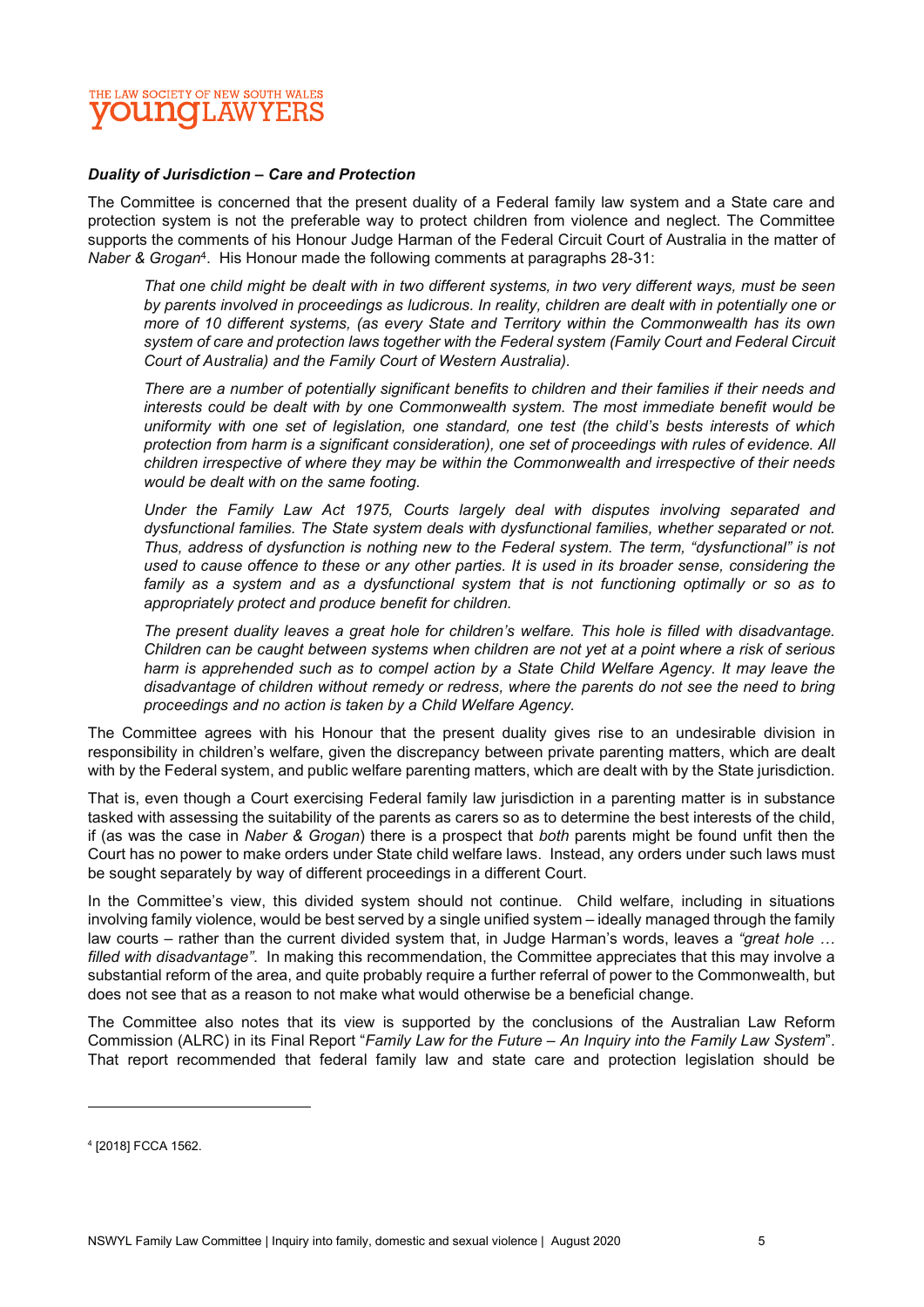***Duality of Jurisdiction – Care and Protection***

The Committee is concerned that the present duality of a Federal family law system and a State care and protection system is not the preferable way to protect children from violence and neglect. The Committee supports the comments of his Honour Judge Harman of the Federal Circuit Court of Australia in the matter of *Naber & Grogan*[4]. His Honour made the following comments at paragraphs 28-31:

> *That one child might be dealt with in two different systems, in two very different ways, must be seen by parents involved in proceedings as ludicrous. In reality, children are dealt with in potentially one or more of 10 different systems, (as every State and Territory within the Commonwealth has its own system of care and protection laws together with the Federal system (Family Court and Federal Circuit Court of Australia) and the Family Court of Western Australia).*
>
> *There are a number of potentially significant benefits to children and their families if their needs and interests could be dealt with by one Commonwealth system. The most immediate benefit would be uniformity with one set of legislation, one standard, one test (the child's bests interests of which protection from harm is a significant consideration), one set of proceedings with rules of evidence. All children irrespective of where they may be within the Commonwealth and irrespective of their needs would be dealt with on the same footing.*
>
> *Under the Family Law Act 1975, Courts largely deal with disputes involving separated and dysfunctional families. The State system deals with dysfunctional families, whether separated or not. Thus, address of dysfunction is nothing new to the Federal system. The term, "dysfunctional" is not used to cause offence to these or any other parties. It is used in its broader sense, considering the family as a system and as a dysfunctional system that is not functioning optimally or so as to appropriately protect and produce benefit for children.*
>
> *The present duality leaves a great hole for children's welfare. This hole is filled with disadvantage. Children can be caught between systems when children are not yet at a point where a risk of serious harm is apprehended such as to compel action by a State Child Welfare Agency. It may leave the disadvantage of children without remedy or redress, where the parents do not see the need to bring proceedings and no action is taken by a Child Welfare Agency.*

The Committee agrees with his Honour that the present duality gives rise to an undesirable division in responsibility in children's welfare, given the discrepancy between private parenting matters, which are dealt with by the Federal system, and public welfare parenting matters, which are dealt with by the State jurisdiction.

That is, even though a Court exercising Federal family law jurisdiction in a parenting matter is in substance tasked with assessing the suitability of the parents as carers so as to determine the best interests of the child, if (as was the case in *Naber & Grogan*) there is a prospect that *both* parents might be found unfit then the Court has no power to make orders under State child welfare laws. Instead, any orders under such laws must be sought separately by way of different proceedings in a different Court.

In the Committee's view, this divided system should not continue. Child welfare, including in situations involving family violence, would be best served by a single unified system – ideally managed through the family law courts – rather than the current divided system that, in Judge Harman's words, leaves a *"great hole … filled with disadvantage"*. In making this recommendation, the Committee appreciates that this may involve a substantial reform of the area, and quite probably require a further referral of power to the Commonwealth, but does not see that as a reason to not make what would otherwise be a beneficial change.

The Committee also notes that its view is supported by the conclusions of the Australian Law Reform Commission (ALRC) in its Final Report "*Family Law for the Future – An Inquiry into the Family Law System*". That report recommended that federal family law and state care and protection legislation should be

[4] [2018] FCCA 1562.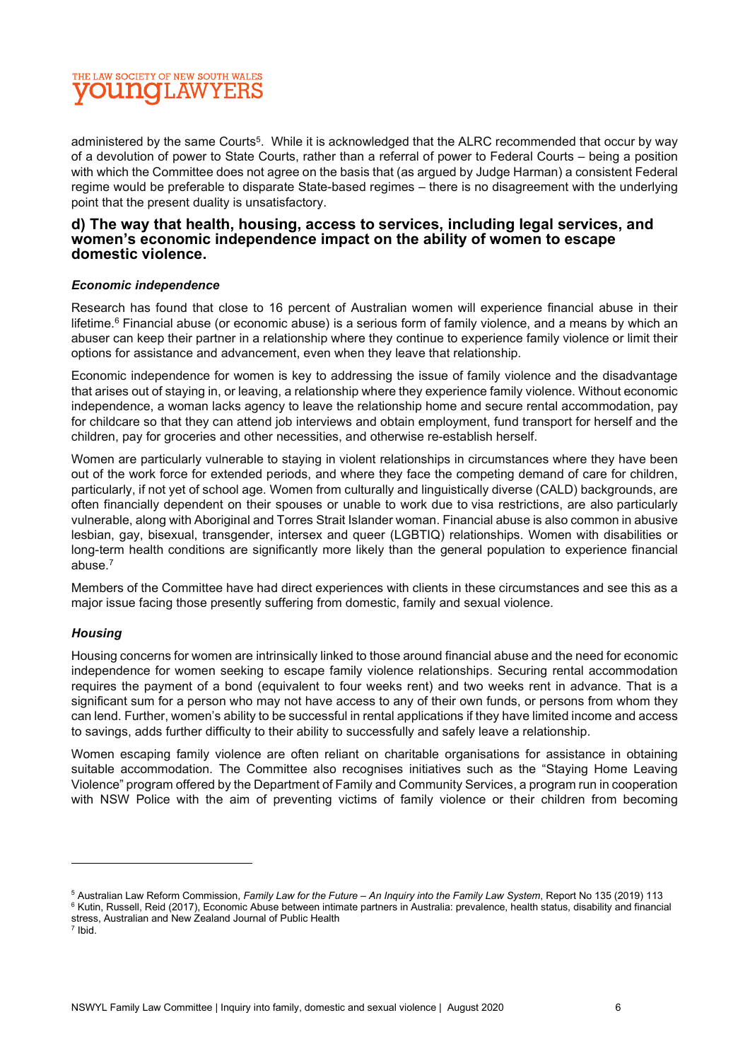administered by the same Courts[5]. While it is acknowledged that the ALRC recommended that occur by way of a devolution of power to State Courts, rather than a referral of power to Federal Courts – being a position with which the Committee does not agree on the basis that (as argued by Judge Harman) a consistent Federal regime would be preferable to disparate State-based regimes – there is no disagreement with the underlying point that the present duality is unsatisfactory.

## d) The way that health, housing, access to services, including legal services, and women's economic independence impact on the ability of women to escape domestic violence.

### *Economic independence*

Research has found that close to 16 percent of Australian women will experience financial abuse in their lifetime.[6] Financial abuse (or economic abuse) is a serious form of family violence, and a means by which an abuser can keep their partner in a relationship where they continue to experience family violence or limit their options for assistance and advancement, even when they leave that relationship.

Economic independence for women is key to addressing the issue of family violence and the disadvantage that arises out of staying in, or leaving, a relationship where they experience family violence. Without economic independence, a woman lacks agency to leave the relationship home and secure rental accommodation, pay for childcare so that they can attend job interviews and obtain employment, fund transport for herself and the children, pay for groceries and other necessities, and otherwise re-establish herself.

Women are particularly vulnerable to staying in violent relationships in circumstances where they have been out of the work force for extended periods, and where they face the competing demand of care for children, particularly, if not yet of school age. Women from culturally and linguistically diverse (CALD) backgrounds, are often financially dependent on their spouses or unable to work due to visa restrictions, are also particularly vulnerable, along with Aboriginal and Torres Strait Islander woman. Financial abuse is also common in abusive lesbian, gay, bisexual, transgender, intersex and queer (LGBTIQ) relationships. Women with disabilities or long-term health conditions are significantly more likely than the general population to experience financial abuse.[7]

Members of the Committee have had direct experiences with clients in these circumstances and see this as a major issue facing those presently suffering from domestic, family and sexual violence.

### *Housing*

Housing concerns for women are intrinsically linked to those around financial abuse and the need for economic independence for women seeking to escape family violence relationships. Securing rental accommodation requires the payment of a bond (equivalent to four weeks rent) and two weeks rent in advance. That is a significant sum for a person who may not have access to any of their own funds, or persons from whom they can lend. Further, women's ability to be successful in rental applications if they have limited income and access to savings, adds further difficulty to their ability to successfully and safely leave a relationship.

Women escaping family violence are often reliant on charitable organisations for assistance in obtaining suitable accommodation. The Committee also recognises initiatives such as the "Staying Home Leaving Violence" program offered by the Department of Family and Community Services, a program run in cooperation with NSW Police with the aim of preventing victims of family violence or their children from becoming

---

[5] Australian Law Reform Commission, *Family Law for the Future – An Inquiry into the Family Law System*, Report No 135 (2019) 113

[6] Kutin, Russell, Reid (2017), Economic Abuse between intimate partners in Australia: prevalence, health status, disability and financial stress, Australian and New Zealand Journal of Public Health

[7] Ibid.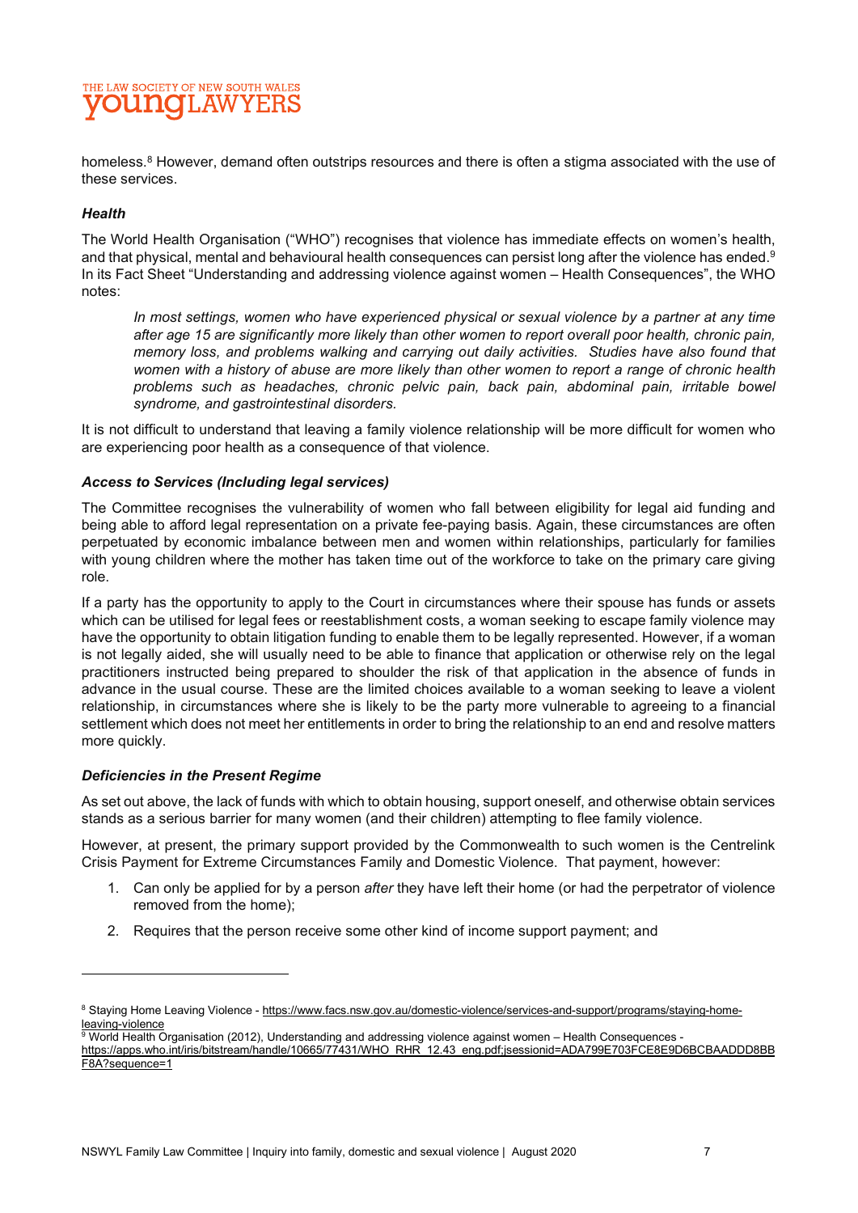homeless.[8] However, demand often outstrips resources and there is often a stigma associated with the use of these services.

***Health***

The World Health Organisation ("WHO") recognises that violence has immediate effects on women's health, and that physical, mental and behavioural health consequences can persist long after the violence has ended.[9] In its Fact Sheet "Understanding and addressing violence against women – Health Consequences", the WHO notes:

> *In most settings, women who have experienced physical or sexual violence by a partner at any time after age 15 are significantly more likely than other women to report overall poor health, chronic pain, memory loss, and problems walking and carrying out daily activities. Studies have also found that women with a history of abuse are more likely than other women to report a range of chronic health problems such as headaches, chronic pelvic pain, back pain, abdominal pain, irritable bowel syndrome, and gastrointestinal disorders.*

It is not difficult to understand that leaving a family violence relationship will be more difficult for women who are experiencing poor health as a consequence of that violence.

***Access to Services (Including legal services)***

The Committee recognises the vulnerability of women who fall between eligibility for legal aid funding and being able to afford legal representation on a private fee-paying basis. Again, these circumstances are often perpetuated by economic imbalance between men and women within relationships, particularly for families with young children where the mother has taken time out of the workforce to take on the primary care giving role.

If a party has the opportunity to apply to the Court in circumstances where their spouse has funds or assets which can be utilised for legal fees or reestablishment costs, a woman seeking to escape family violence may have the opportunity to obtain litigation funding to enable them to be legally represented. However, if a woman is not legally aided, she will usually need to be able to finance that application or otherwise rely on the legal practitioners instructed being prepared to shoulder the risk of that application in the absence of funds in advance in the usual course. These are the limited choices available to a woman seeking to leave a violent relationship, in circumstances where she is likely to be the party more vulnerable to agreeing to a financial settlement which does not meet her entitlements in order to bring the relationship to an end and resolve matters more quickly.

***Deficiencies in the Present Regime***

As set out above, the lack of funds with which to obtain housing, support oneself, and otherwise obtain services stands as a serious barrier for many women (and their children) attempting to flee family violence.

However, at present, the primary support provided by the Commonwealth to such women is the Centrelink Crisis Payment for Extreme Circumstances Family and Domestic Violence. That payment, however:

1. Can only be applied for by a person *after* they have left their home (or had the perpetrator of violence removed from the home);
2. Requires that the person receive some other kind of income support payment; and

---

[8] Staying Home Leaving Violence - https://www.facs.nsw.gov.au/domestic-violence/services-and-support/programs/staying-home-leaving-violence

[9] World Health Organisation (2012), Understanding and addressing violence against women – Health Consequences - https://apps.who.int/iris/bitstream/handle/10665/77431/WHO_RHR_12.43_eng.pdf;jsessionid=ADA799E703FCE8E9D6BCBAADDD8BBF8A?sequence=1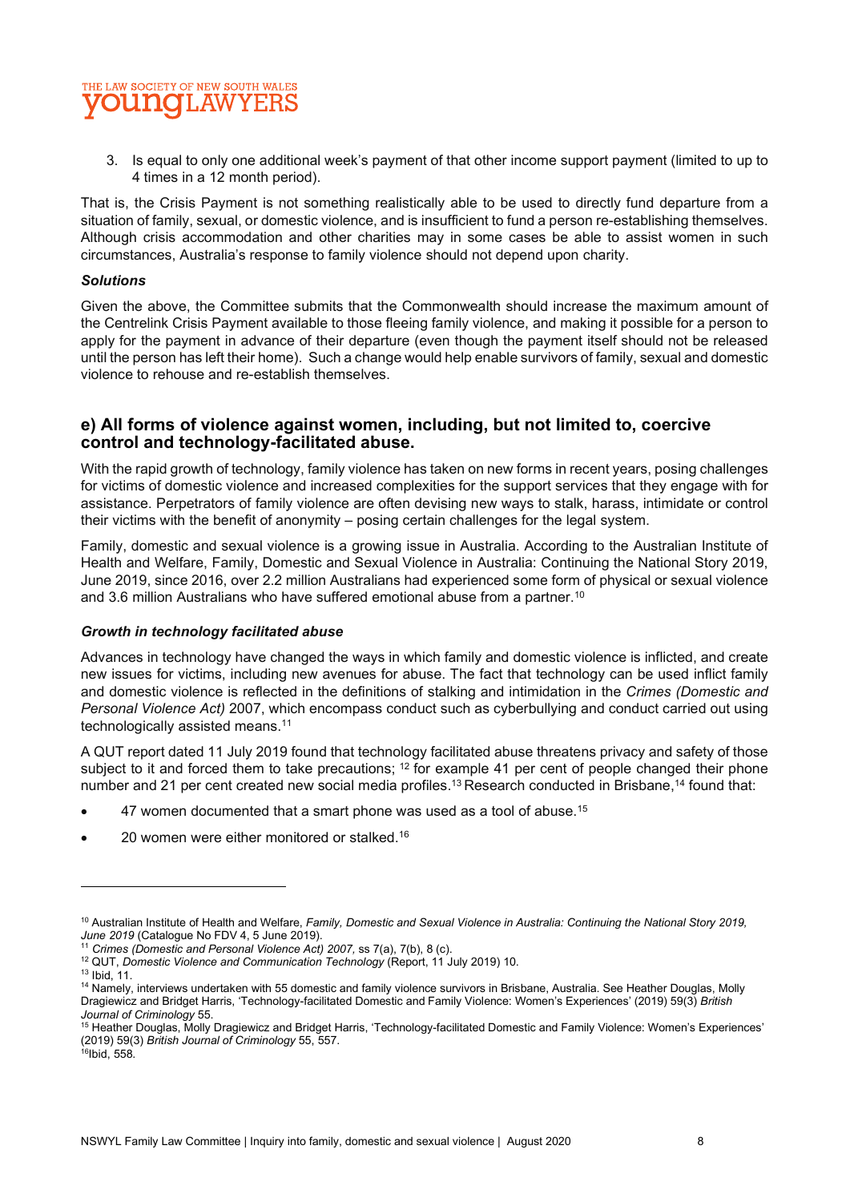3. Is equal to only one additional week's payment of that other income support payment (limited to up to 4 times in a 12 month period).

That is, the Crisis Payment is not something realistically able to be used to directly fund departure from a situation of family, sexual, or domestic violence, and is insufficient to fund a person re-establishing themselves. Although crisis accommodation and other charities may in some cases be able to assist women in such circumstances, Australia's response to family violence should not depend upon charity.

### *Solutions*

Given the above, the Committee submits that the Commonwealth should increase the maximum amount of the Centrelink Crisis Payment available to those fleeing family violence, and making it possible for a person to apply for the payment in advance of their departure (even though the payment itself should not be released until the person has left their home). Such a change would help enable survivors of family, sexual and domestic violence to rehouse and re-establish themselves.

## e) All forms of violence against women, including, but not limited to, coercive control and technology-facilitated abuse.

With the rapid growth of technology, family violence has taken on new forms in recent years, posing challenges for victims of domestic violence and increased complexities for the support services that they engage with for assistance. Perpetrators of family violence are often devising new ways to stalk, harass, intimidate or control their victims with the benefit of anonymity – posing certain challenges for the legal system.

Family, domestic and sexual violence is a growing issue in Australia. According to the Australian Institute of Health and Welfare, Family, Domestic and Sexual Violence in Australia: Continuing the National Story 2019, June 2019, since 2016, over 2.2 million Australians had experienced some form of physical or sexual violence and 3.6 million Australians who have suffered emotional abuse from a partner.[10]

### *Growth in technology facilitated abuse*

Advances in technology have changed the ways in which family and domestic violence is inflicted, and create new issues for victims, including new avenues for abuse. The fact that technology can be used inflict family and domestic violence is reflected in the definitions of stalking and intimidation in the *Crimes (Domestic and Personal Violence Act)* 2007, which encompass conduct such as cyberbullying and conduct carried out using technologically assisted means.[11]

A QUT report dated 11 July 2019 found that technology facilitated abuse threatens privacy and safety of those subject to it and forced them to take precautions; [12] for example 41 per cent of people changed their phone number and 21 per cent created new social media profiles.[13] Research conducted in Brisbane,[14] found that:

- 47 women documented that a smart phone was used as a tool of abuse.[15]
- 20 women were either monitored or stalked.[16]

---

[10] Australian Institute of Health and Welfare, *Family, Domestic and Sexual Violence in Australia: Continuing the National Story 2019, June 2019* (Catalogue No FDV 4, 5 June 2019).

[11] *Crimes (Domestic and Personal Violence Act) 2007,* ss 7(a), 7(b), 8 (c).

[12] QUT, *Domestic Violence and Communication Technology* (Report, 11 July 2019) 10.

[13] Ibid, 11.

[14] Namely, interviews undertaken with 55 domestic and family violence survivors in Brisbane, Australia. See Heather Douglas, Molly Dragiewicz and Bridget Harris, 'Technology-facilitated Domestic and Family Violence: Women's Experiences' (2019) 59(3) *British Journal of Criminology* 55.

[15] Heather Douglas, Molly Dragiewicz and Bridget Harris, 'Technology-facilitated Domestic and Family Violence: Women's Experiences' (2019) 59(3) *British Journal of Criminology* 55, 557.

[16] Ibid, 558.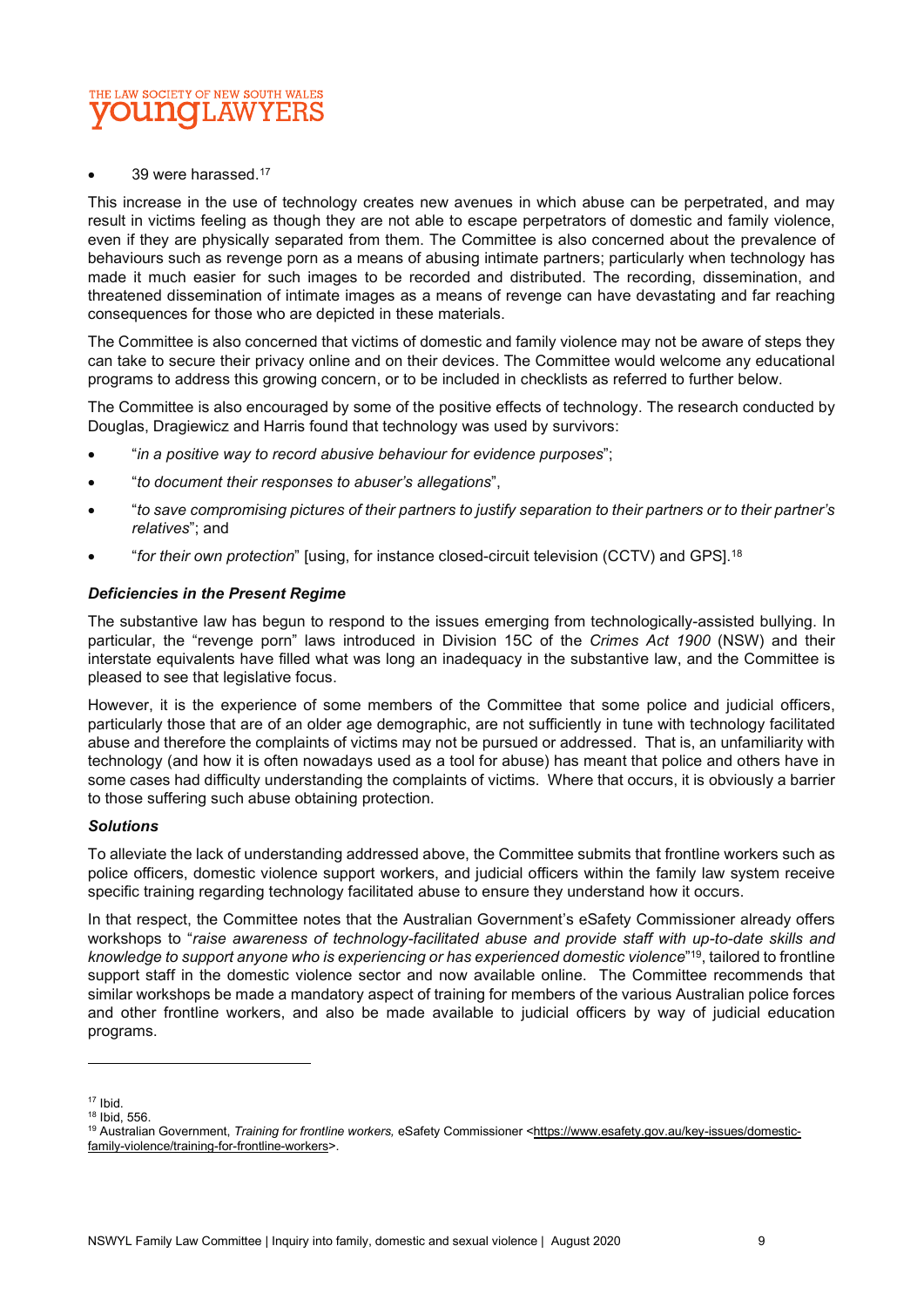- 39 were harassed.[17]

This increase in the use of technology creates new avenues in which abuse can be perpetrated, and may result in victims feeling as though they are not able to escape perpetrators of domestic and family violence, even if they are physically separated from them. The Committee is also concerned about the prevalence of behaviours such as revenge porn as a means of abusing intimate partners; particularly when technology has made it much easier for such images to be recorded and distributed. The recording, dissemination, and threatened dissemination of intimate images as a means of revenge can have devastating and far reaching consequences for those who are depicted in these materials.

The Committee is also concerned that victims of domestic and family violence may not be aware of steps they can take to secure their privacy online and on their devices. The Committee would welcome any educational programs to address this growing concern, or to be included in checklists as referred to further below.

The Committee is also encouraged by some of the positive effects of technology. The research conducted by Douglas, Dragiewicz and Harris found that technology was used by survivors:

- "*in a positive way to record abusive behaviour for evidence purposes*";
- "*to document their responses to abuser's allegations*",
- "*to save compromising pictures of their partners to justify separation to their partners or to their partner's relatives*"; and
- "*for their own protection*" [using, for instance closed-circuit television (CCTV) and GPS].[18]

### *Deficiencies in the Present Regime*

The substantive law has begun to respond to the issues emerging from technologically-assisted bullying. In particular, the "revenge porn" laws introduced in Division 15C of the *Crimes Act 1900* (NSW) and their interstate equivalents have filled what was long an inadequacy in the substantive law, and the Committee is pleased to see that legislative focus.

However, it is the experience of some members of the Committee that some police and judicial officers, particularly those that are of an older age demographic, are not sufficiently in tune with technology facilitated abuse and therefore the complaints of victims may not be pursued or addressed. That is, an unfamiliarity with technology (and how it is often nowadays used as a tool for abuse) has meant that police and others have in some cases had difficulty understanding the complaints of victims. Where that occurs, it is obviously a barrier to those suffering such abuse obtaining protection.

### *Solutions*

To alleviate the lack of understanding addressed above, the Committee submits that frontline workers such as police officers, domestic violence support workers, and judicial officers within the family law system receive specific training regarding technology facilitated abuse to ensure they understand how it occurs.

In that respect, the Committee notes that the Australian Government's eSafety Commissioner already offers workshops to "*raise awareness of technology-facilitated abuse and provide staff with up-to-date skills and knowledge to support anyone who is experiencing or has experienced domestic violence*"[19], tailored to frontline support staff in the domestic violence sector and now available online. The Committee recommends that similar workshops be made a mandatory aspect of training for members of the various Australian police forces and other frontline workers, and also be made available to judicial officers by way of judicial education programs.

---

[17] Ibid.

[18] Ibid, 556.

[19] Australian Government, *Training for frontline workers,* eSafety Commissioner <https://www.esafety.gov.au/key-issues/domestic-family-violence/training-for-frontline-workers>.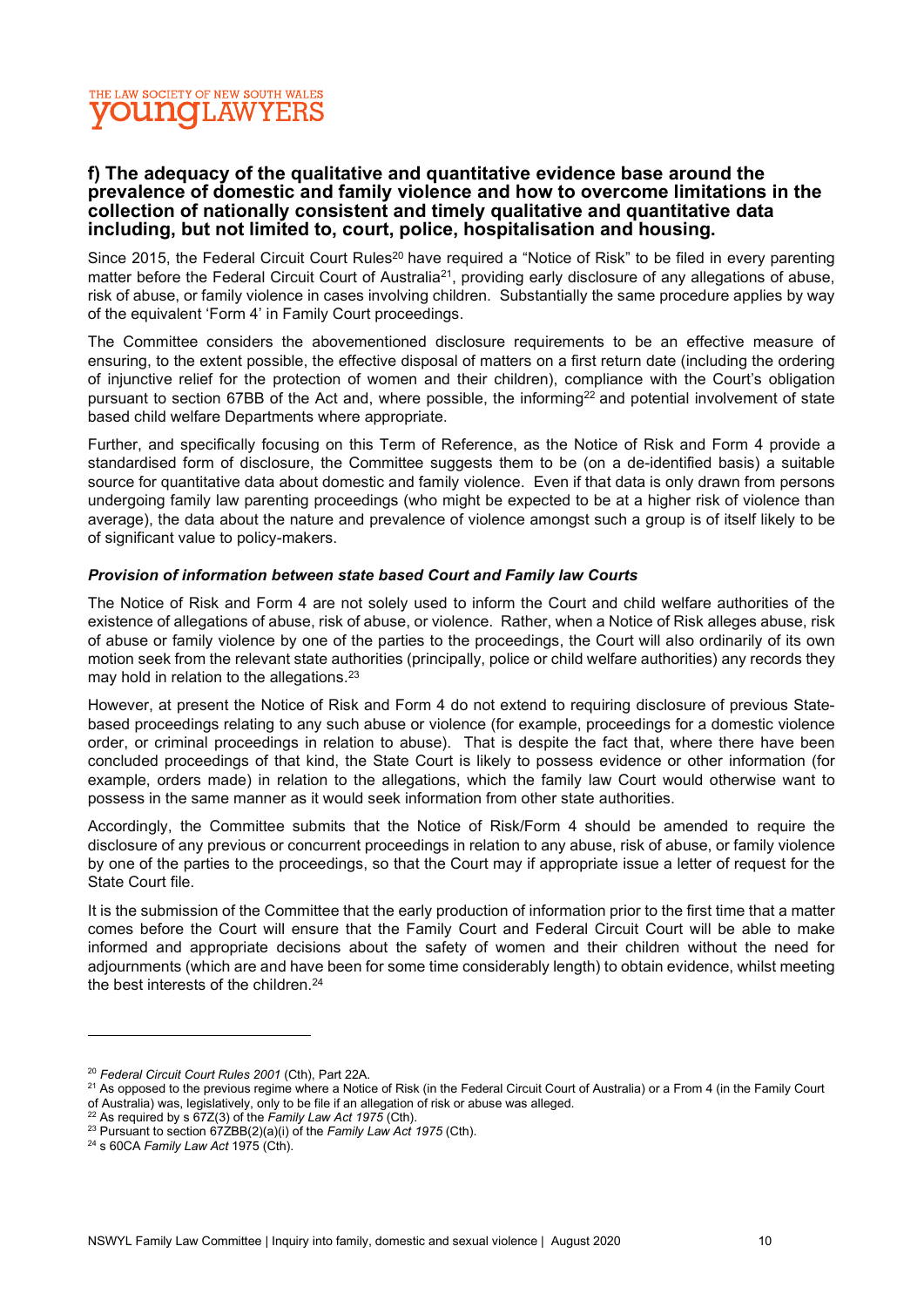## f) The adequacy of the qualitative and quantitative evidence base around the prevalence of domestic and family violence and how to overcome limitations in the collection of nationally consistent and timely qualitative and quantitative data including, but not limited to, court, police, hospitalisation and housing.

Since 2015, the Federal Circuit Court Rules[20] have required a "Notice of Risk" to be filed in every parenting matter before the Federal Circuit Court of Australia[21], providing early disclosure of any allegations of abuse, risk of abuse, or family violence in cases involving children. Substantially the same procedure applies by way of the equivalent 'Form 4' in Family Court proceedings.

The Committee considers the abovementioned disclosure requirements to be an effective measure of ensuring, to the extent possible, the effective disposal of matters on a first return date (including the ordering of injunctive relief for the protection of women and their children), compliance with the Court's obligation pursuant to section 67BB of the Act and, where possible, the informing[22] and potential involvement of state based child welfare Departments where appropriate.

Further, and specifically focusing on this Term of Reference, as the Notice of Risk and Form 4 provide a standardised form of disclosure, the Committee suggests them to be (on a de-identified basis) a suitable source for quantitative data about domestic and family violence. Even if that data is only drawn from persons undergoing family law parenting proceedings (who might be expected to be at a higher risk of violence than average), the data about the nature and prevalence of violence amongst such a group is of itself likely to be of significant value to policy-makers.

### *Provision of information between state based Court and Family law Courts*

The Notice of Risk and Form 4 are not solely used to inform the Court and child welfare authorities of the existence of allegations of abuse, risk of abuse, or violence. Rather, when a Notice of Risk alleges abuse, risk of abuse or family violence by one of the parties to the proceedings, the Court will also ordinarily of its own motion seek from the relevant state authorities (principally, police or child welfare authorities) any records they may hold in relation to the allegations.[23]

However, at present the Notice of Risk and Form 4 do not extend to requiring disclosure of previous State-based proceedings relating to any such abuse or violence (for example, proceedings for a domestic violence order, or criminal proceedings in relation to abuse). That is despite the fact that, where there have been concluded proceedings of that kind, the State Court is likely to possess evidence or other information (for example, orders made) in relation to the allegations, which the family law Court would otherwise want to possess in the same manner as it would seek information from other state authorities.

Accordingly, the Committee submits that the Notice of Risk/Form 4 should be amended to require the disclosure of any previous or concurrent proceedings in relation to any abuse, risk of abuse, or family violence by one of the parties to the proceedings, so that the Court may if appropriate issue a letter of request for the State Court file.

It is the submission of the Committee that the early production of information prior to the first time that a matter comes before the Court will ensure that the Family Court and Federal Circuit Court will be able to make informed and appropriate decisions about the safety of women and their children without the need for adjournments (which are and have been for some time considerably length) to obtain evidence, whilst meeting the best interests of the children.[24]

---

[20] *Federal Circuit Court Rules 2001* (Cth), Part 22A.

[21] As opposed to the previous regime where a Notice of Risk (in the Federal Circuit Court of Australia) or a From 4 (in the Family Court of Australia) was, legislatively, only to be file if an allegation of risk or abuse was alleged.

[22] As required by s 67Z(3) of the *Family Law Act 1975* (Cth).

[23] Pursuant to section 67ZBB(2)(a)(i) of the *Family Law Act 1975* (Cth).

[24] s 60CA *Family Law Act* 1975 (Cth).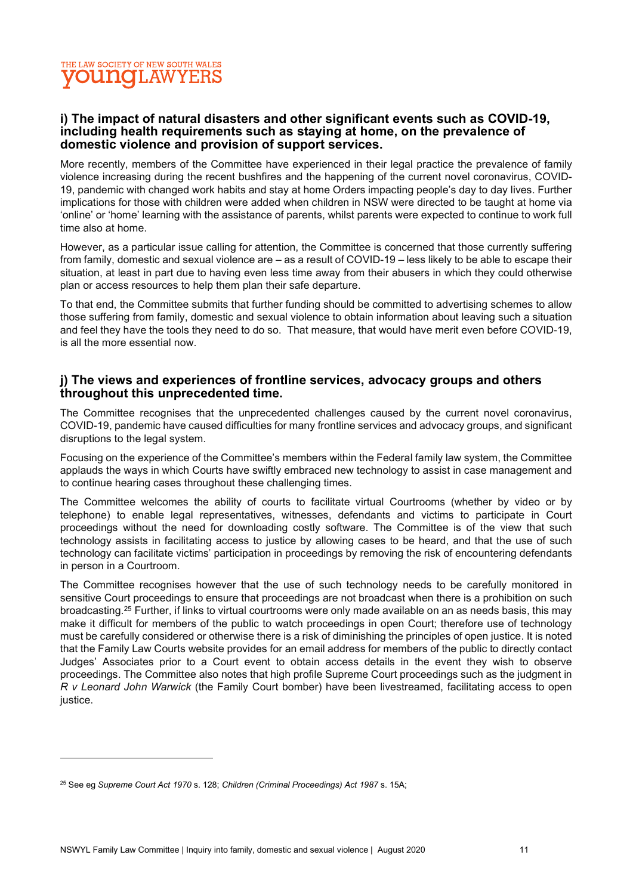### i) The impact of natural disasters and other significant events such as COVID-19, including health requirements such as staying at home, on the prevalence of domestic violence and provision of support services.

More recently, members of the Committee have experienced in their legal practice the prevalence of family violence increasing during the recent bushfires and the happening of the current novel coronavirus, COVID-19, pandemic with changed work habits and stay at home Orders impacting people's day to day lives. Further implications for those with children were added when children in NSW were directed to be taught at home via 'online' or 'home' learning with the assistance of parents, whilst parents were expected to continue to work full time also at home.

However, as a particular issue calling for attention, the Committee is concerned that those currently suffering from family, domestic and sexual violence are – as a result of COVID-19 – less likely to be able to escape their situation, at least in part due to having even less time away from their abusers in which they could otherwise plan or access resources to help them plan their safe departure.

To that end, the Committee submits that further funding should be committed to advertising schemes to allow those suffering from family, domestic and sexual violence to obtain information about leaving such a situation and feel they have the tools they need to do so. That measure, that would have merit even before COVID-19, is all the more essential now.

### j) The views and experiences of frontline services, advocacy groups and others throughout this unprecedented time.

The Committee recognises that the unprecedented challenges caused by the current novel coronavirus, COVID-19, pandemic have caused difficulties for many frontline services and advocacy groups, and significant disruptions to the legal system.

Focusing on the experience of the Committee's members within the Federal family law system, the Committee applauds the ways in which Courts have swiftly embraced new technology to assist in case management and to continue hearing cases throughout these challenging times.

The Committee welcomes the ability of courts to facilitate virtual Courtrooms (whether by video or by telephone) to enable legal representatives, witnesses, defendants and victims to participate in Court proceedings without the need for downloading costly software. The Committee is of the view that such technology assists in facilitating access to justice by allowing cases to be heard, and that the use of such technology can facilitate victims' participation in proceedings by removing the risk of encountering defendants in person in a Courtroom.

The Committee recognises however that the use of such technology needs to be carefully monitored in sensitive Court proceedings to ensure that proceedings are not broadcast when there is a prohibition on such broadcasting.[25] Further, if links to virtual courtrooms were only made available on an as needs basis, this may make it difficult for members of the public to watch proceedings in open Court; therefore use of technology must be carefully considered or otherwise there is a risk of diminishing the principles of open justice. It is noted that the Family Law Courts website provides for an email address for members of the public to directly contact Judges' Associates prior to a Court event to obtain access details in the event they wish to observe proceedings. The Committee also notes that high profile Supreme Court proceedings such as the judgment in *R v Leonard John Warwick* (the Family Court bomber) have been livestreamed, facilitating access to open justice.

---

[25] See eg *Supreme Court Act 1970* s. 128; *Children (Criminal Proceedings) Act 1987* s. 15A;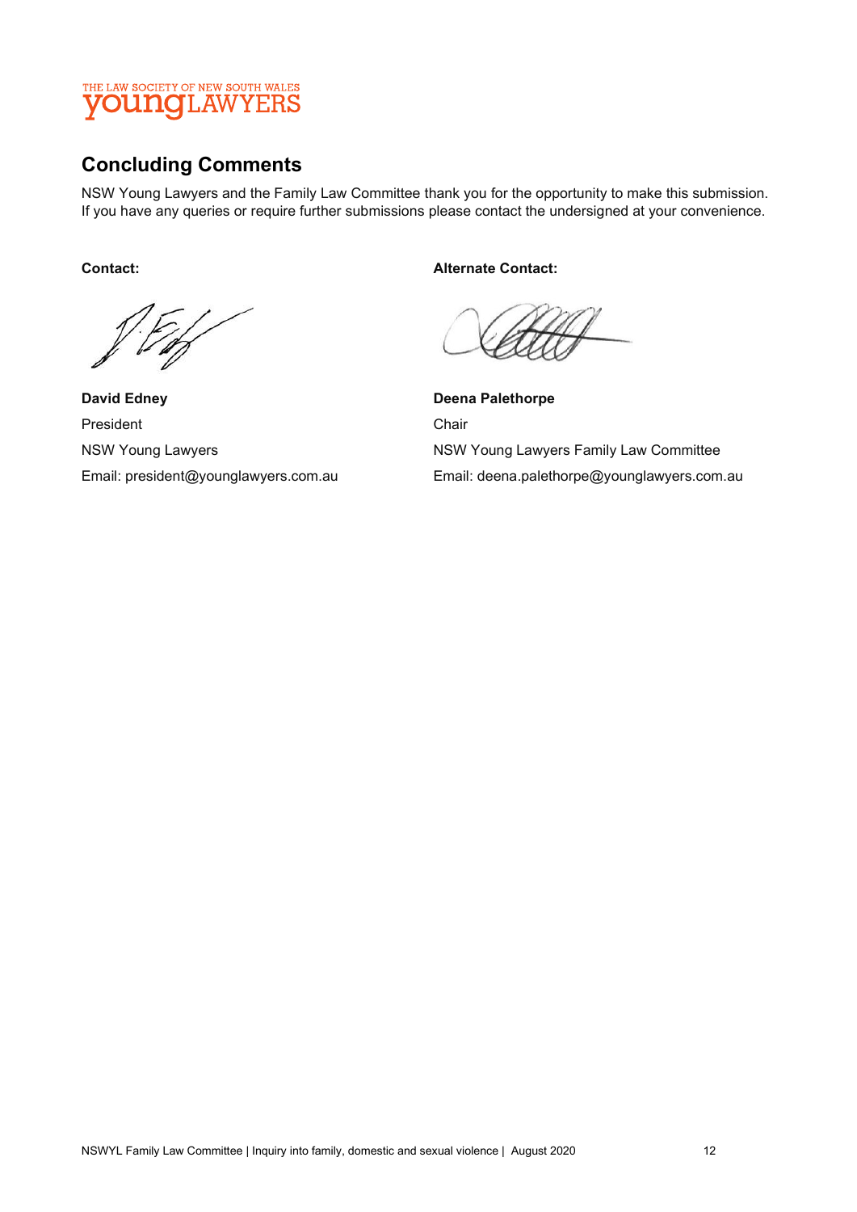## Concluding Comments

NSW Young Lawyers and the Family Law Committee thank you for the opportunity to make this submission. If you have any queries or require further submissions please contact the undersigned at your convenience.

**Contact:**

**David Edney**
President
NSW Young Lawyers
Email: president@younglawyers.com.au

**Alternate Contact:**

**Deena Palethorpe**
Chair
NSW Young Lawyers Family Law Committee
Email: deena.palethorpe@younglawyers.com.au